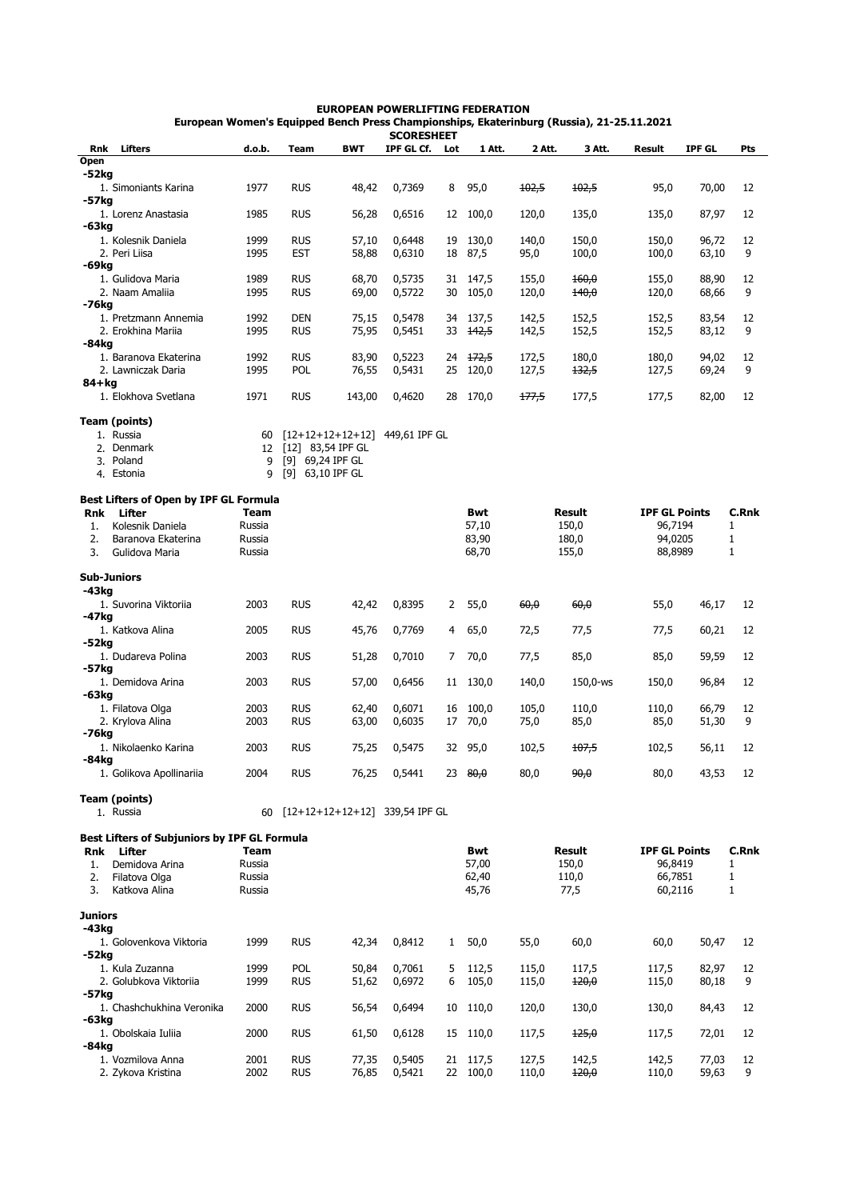# EUROPEAN POWERLIFTING FEDERATION

## European Women's Equipped Bench Press Championships, Ekaterinburg (Russia), 21-25.11.2021

### SCORESHEET

| Rnk | Lifters | d.o.b. | Team | BWT | IPF GL Cf. | Lot | 1 Att. | 2 Att. | 3 Att. | Result | IPF GL | Pts |
|---|---|---|---|---|---|---|---|---|---|---|---|---|
| **Open** | | | | | | | | | | | | |
| **-52kg** | | | | | | | | | | | | |
| 1. | Simoniants Karina | 1977 | RUS | 48,42 | 0,7369 | 8 | 95,0 | ~~102,5~~ | ~~102,5~~ | 95,0 | 70,00 | 12 |
| **-57kg** | | | | | | | | | | | | |
| 1. | Lorenz Anastasia | 1985 | RUS | 56,28 | 0,6516 | 12 | 100,0 | 120,0 | 135,0 | 135,0 | 87,97 | 12 |
| **-63kg** | | | | | | | | | | | | |
| 1. | Kolesnik Daniela | 1999 | RUS | 57,10 | 0,6448 | 19 | 130,0 | 140,0 | 150,0 | 150,0 | 96,72 | 12 |
| 2. | Peri Liisa | 1995 | EST | 58,88 | 0,6310 | 18 | 87,5 | 95,0 | 100,0 | 100,0 | 63,10 | 9 |
| **-69kg** | | | | | | | | | | | | |
| 1. | Gulidova Maria | 1989 | RUS | 68,70 | 0,5735 | 31 | 147,5 | 155,0 | ~~160,0~~ | 155,0 | 88,90 | 12 |
| 2. | Naam Amaliia | 1995 | RUS | 69,00 | 0,5722 | 30 | 105,0 | 120,0 | ~~140,0~~ | 120,0 | 68,66 | 9 |
| **-76kg** | | | | | | | | | | | | |
| 1. | Pretzmann Annemia | 1992 | DEN | 75,15 | 0,5478 | 34 | 137,5 | 142,5 | 152,5 | 152,5 | 83,54 | 12 |
| 2. | Erokhina Mariia | 1995 | RUS | 75,95 | 0,5451 | 33 | ~~142,5~~ | 142,5 | 152,5 | 152,5 | 83,12 | 9 |
| **-84kg** | | | | | | | | | | | | |
| 1. | Baranova Ekaterina | 1992 | RUS | 83,90 | 0,5223 | 24 | ~~172,5~~ | 172,5 | 180,0 | 180,0 | 94,02 | 12 |
| 2. | Lawniczak Daria | 1995 | POL | 76,55 | 0,5431 | 25 | 120,0 | 127,5 | ~~132,5~~ | 127,5 | 69,24 | 9 |
| **84+kg** | | | | | | | | | | | | |
| 1. | Elokhova Svetlana | 1971 | RUS | 143,00 | 0,4620 | 28 | 170,0 | ~~177,5~~ | 177,5 | 177,5 | 82,00 | 12 |

**Team (points)**

| Rnk | Team | Pts | Details |
|---|---|---|---|
| 1. | Russia | 60 | [12+12+12+12+12] 449,61 IPF GL |
| 2. | Denmark | 12 | [12] 83,54 IPF GL |
| 3. | Poland | 9 | [9] 69,24 IPF GL |
| 4. | Estonia | 9 | [9] 63,10 IPF GL |

**Best Lifters of Open by IPF GL Formula**

| Rnk | Lifter | Team | Bwt | Result | IPF GL Points | C.Rnk |
|---|---|---|---|---|---|---|
| 1. | Kolesnik Daniela | Russia | 57,10 | 150,0 | 96,7194 | 1 |
| 2. | Baranova Ekaterina | Russia | 83,90 | 180,0 | 94,0205 | 1 |
| 3. | Gulidova Maria | Russia | 68,70 | 155,0 | 88,8989 | 1 |

| Rnk | Lifters | d.o.b. | Team | BWT | IPF GL Cf. | Lot | 1 Att. | 2 Att. | 3 Att. | Result | IPF GL | Pts |
|---|---|---|---|---|---|---|---|---|---|---|---|---|
| **Sub-Juniors** | | | | | | | | | | | | |
| **-43kg** | | | | | | | | | | | | |
| 1. | Suvorina Viktoriia | 2003 | RUS | 42,42 | 0,8395 | 2 | 55,0 | ~~60,0~~ | ~~60,0~~ | 55,0 | 46,17 | 12 |
| **-47kg** | | | | | | | | | | | | |
| 1. | Katkova Alina | 2005 | RUS | 45,76 | 0,7769 | 4 | 65,0 | 72,5 | 77,5 | 77,5 | 60,21 | 12 |
| **-52kg** | | | | | | | | | | | | |
| 1. | Dudareva Polina | 2003 | RUS | 51,28 | 0,7010 | 7 | 70,0 | 77,5 | 85,0 | 85,0 | 59,59 | 12 |
| **-57kg** | | | | | | | | | | | | |
| 1. | Demidova Arina | 2003 | RUS | 57,00 | 0,6456 | 11 | 130,0 | 140,0 | 150,0-ws | 150,0 | 96,84 | 12 |
| **-63kg** | | | | | | | | | | | | |
| 1. | Filatova Olga | 2003 | RUS | 62,40 | 0,6071 | 16 | 100,0 | 105,0 | 110,0 | 110,0 | 66,79 | 12 |
| 2. | Krylova Alina | 2003 | RUS | 63,00 | 0,6035 | 17 | 70,0 | 75,0 | 85,0 | 85,0 | 51,30 | 9 |
| **-76kg** | | | | | | | | | | | | |
| 1. | Nikolaenko Karina | 2003 | RUS | 75,25 | 0,5475 | 32 | 95,0 | 102,5 | ~~107,5~~ | 102,5 | 56,11 | 12 |
| **-84kg** | | | | | | | | | | | | |
| 1. | Golikova Apollinariia | 2004 | RUS | 76,25 | 0,5441 | 23 | ~~80,0~~ | 80,0 | ~~90,0~~ | 80,0 | 43,53 | 12 |

**Team (points)**

| Rnk | Team | Pts | Details |
|---|---|---|---|
| 1. | Russia | 60 | [12+12+12+12+12] 339,54 IPF GL |

**Best Lifters of Subjuniors by IPF GL Formula**

| Rnk | Lifter | Team | Bwt | Result | IPF GL Points | C.Rnk |
|---|---|---|---|---|---|---|
| 1. | Demidova Arina | Russia | 57,00 | 150,0 | 96,8419 | 1 |
| 2. | Filatova Olga | Russia | 62,40 | 110,0 | 66,7851 | 1 |
| 3. | Katkova Alina | Russia | 45,76 | 77,5 | 60,2116 | 1 |

| Rnk | Lifters | d.o.b. | Team | BWT | IPF GL Cf. | Lot | 1 Att. | 2 Att. | 3 Att. | Result | IPF GL | Pts |
|---|---|---|---|---|---|---|---|---|---|---|---|---|
| **Juniors** | | | | | | | | | | | | |
| **-43kg** | | | | | | | | | | | | |
| 1. | Golovenkova Viktoria | 1999 | RUS | 42,34 | 0,8412 | 1 | 50,0 | 55,0 | 60,0 | 60,0 | 50,47 | 12 |
| **-52kg** | | | | | | | | | | | | |
| 1. | Kula Zuzanna | 1999 | POL | 50,84 | 0,7061 | 5 | 112,5 | 115,0 | 117,5 | 117,5 | 82,97 | 12 |
| 2. | Golubkova Viktoriia | 1999 | RUS | 51,62 | 0,6972 | 6 | 105,0 | 115,0 | ~~120,0~~ | 115,0 | 80,18 | 9 |
| **-57kg** | | | | | | | | | | | | |
| 1. | Chashchukhina Veronika | 2000 | RUS | 56,54 | 0,6494 | 10 | 110,0 | 120,0 | 130,0 | 130,0 | 84,43 | 12 |
| **-63kg** | | | | | | | | | | | | |
| 1. | Obolskaia Iuliia | 2000 | RUS | 61,50 | 0,6128 | 15 | 110,0 | 117,5 | ~~125,0~~ | 117,5 | 72,01 | 12 |
| **-84kg** | | | | | | | | | | | | |
| 1. | Vozmilova Anna | 2001 | RUS | 77,35 | 0,5405 | 21 | 117,5 | 127,5 | 142,5 | 142,5 | 77,03 | 12 |
| 2. | Zykova Kristina | 2002 | RUS | 76,85 | 0,5421 | 22 | 100,0 | 110,0 | ~~120,0~~ | 110,0 | 59,63 | 9 |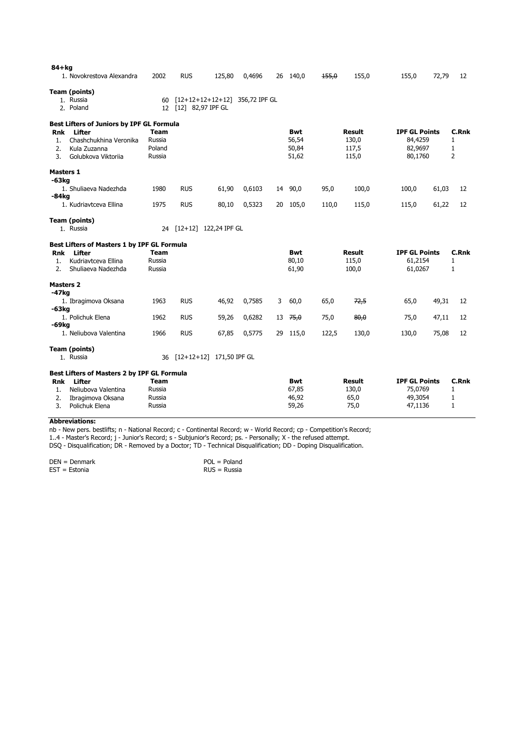**84+kg**

| | | | | | | | | | | | |
|---|---|---|---|---|---|---|---|---|---|---|---|
| 1. Novokrestova Alexandra | 2002 | RUS | 125,80 | 0,4696 | 26 | 140,0 | ~~155,0~~ | 155,0 | 155,0 | 72,79 | 12 |

**Team (points)**

1. Russia 60 [12+12+12+12+12] 356,72 IPF GL
2. Poland 12 [12] 82,97 IPF GL

**Best Lifters of Juniors by IPF GL Formula**

| Rnk | Lifter | Team | Bwt | Result | IPF GL Points | C.Rnk |
|---|---|---|---|---|---|---|
| 1. | Chashchukhina Veronika | Russia | 56,54 | 130,0 | 84,4259 | 1 |
| 2. | Kula Zuzanna | Poland | 50,84 | 117,5 | 82,9697 | 1 |
| 3. | Golubkova Viktoriia | Russia | 51,62 | 115,0 | 80,1760 | 2 |

**Masters 1**

| | | | | | | | | | | | |
|---|---|---|---|---|---|---|---|---|---|---|---|
| **-63kg** | | | | | | | | | | | |
| 1. Shuliaeva Nadezhda | 1980 | RUS | 61,90 | 0,6103 | 14 | 90,0 | 95,0 | 100,0 | 100,0 | 61,03 | 12 |
| **-84kg** | | | | | | | | | | | |
| 1. Kudriavtceva Ellina | 1975 | RUS | 80,10 | 0,5323 | 20 | 105,0 | 110,0 | 115,0 | 115,0 | 61,22 | 12 |

**Team (points)**

1. Russia 24 [12+12] 122,24 IPF GL

**Best Lifters of Masters 1 by IPF GL Formula**

| Rnk | Lifter | Team | Bwt | Result | IPF GL Points | C.Rnk |
|---|---|---|---|---|---|---|
| 1. | Kudriavtceva Ellina | Russia | 80,10 | 115,0 | 61,2154 | 1 |
| 2. | Shuliaeva Nadezhda | Russia | 61,90 | 100,0 | 61,0267 | 1 |

**Masters 2**

| | | | | | | | | | | | |
|---|---|---|---|---|---|---|---|---|---|---|---|
| **-47kg** | | | | | | | | | | | |
| 1. Ibragimova Oksana | 1963 | RUS | 46,92 | 0,7585 | 3 | 60,0 | 65,0 | ~~72,5~~ | 65,0 | 49,31 | 12 |
| **-63kg** | | | | | | | | | | | |
| 1. Polichuk Elena | 1962 | RUS | 59,26 | 0,6282 | 13 | ~~75,0~~ | 75,0 | ~~80,0~~ | 75,0 | 47,11 | 12 |
| **-69kg** | | | | | | | | | | | |
| 1. Neliubova Valentina | 1966 | RUS | 67,85 | 0,5775 | 29 | 115,0 | 122,5 | 130,0 | 130,0 | 75,08 | 12 |

**Team (points)**

1. Russia 36 [12+12+12] 171,50 IPF GL

**Best Lifters of Masters 2 by IPF GL Formula**

| Rnk | Lifter | Team | Bwt | Result | IPF GL Points | C.Rnk |
|---|---|---|---|---|---|---|
| 1. | Neliubova Valentina | Russia | 67,85 | 130,0 | 75,0769 | 1 |
| 2. | Ibragimova Oksana | Russia | 46,92 | 65,0 | 49,3054 | 1 |
| 3. | Polichuk Elena | Russia | 59,26 | 75,0 | 47,1136 | 1 |

**Abbreviations:**

nb - New pers. bestlifts; n - National Record; c - Continental Record; w - World Record; cp - Competition's Record;
1..4 - Master's Record; j - Junior's Record; s - Subjunior's Record; ps. - Personally; X - the refused attempt.
DSQ - Disqualification; DR - Removed by a Doctor; TD - Technical Disqualification; DD - Doping Disqualification.

DEN = Denmark
EST = Estonia
POL = Poland
RUS = Russia